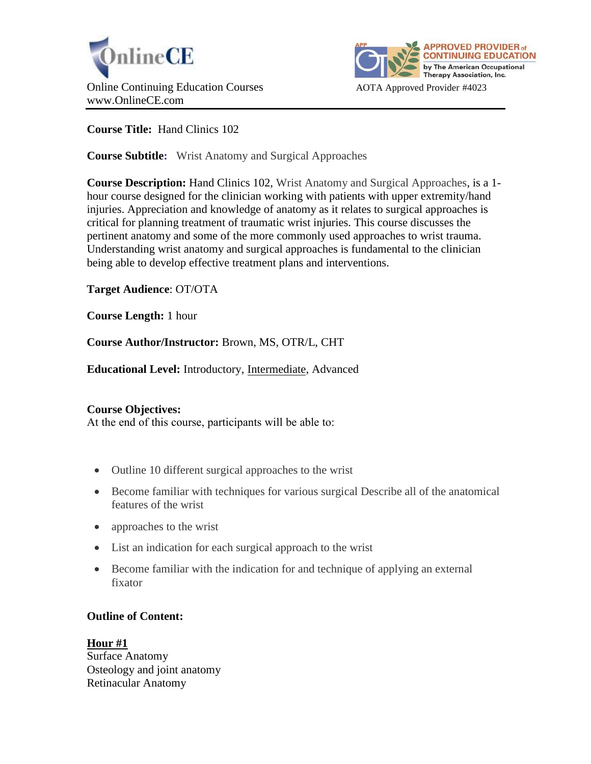OnlineCE

Online Continuing Education Courses
www.OnlineCE.com

APPROVED PROVIDER of CONTINUING EDUCATION by The American Occupational Therapy Association, Inc.

AOTA Approved Provider #4023

**Course Title:** Hand Clinics 102

**Course Subtitle:** Wrist Anatomy and Surgical Approaches

**Course Description:** Hand Clinics 102, Wrist Anatomy and Surgical Approaches, is a 1-hour course designed for the clinician working with patients with upper extremity/hand injuries. Appreciation and knowledge of anatomy as it relates to surgical approaches is critical for planning treatment of traumatic wrist injuries. This course discusses the pertinent anatomy and some of the more commonly used approaches to wrist trauma. Understanding wrist anatomy and surgical approaches is fundamental to the clinician being able to develop effective treatment plans and interventions.

**Target Audience**: OT/OTA

**Course Length:** 1 hour

**Course Author/Instructor:** Brown, MS, OTR/L, CHT

**Educational Level:** Introductory, <u>Intermediate</u>, Advanced

**Course Objectives:**
At the end of this course, participants will be able to:

- Outline 10 different surgical approaches to the wrist
- Become familiar with techniques for various surgical Describe all of the anatomical features of the wrist
- approaches to the wrist
- List an indication for each surgical approach to the wrist
- Become familiar with the indication for and technique of applying an external fixator

**Outline of Content:**

**<u>Hour #1</u>**
Surface Anatomy
Osteology and joint anatomy
Retinacular Anatomy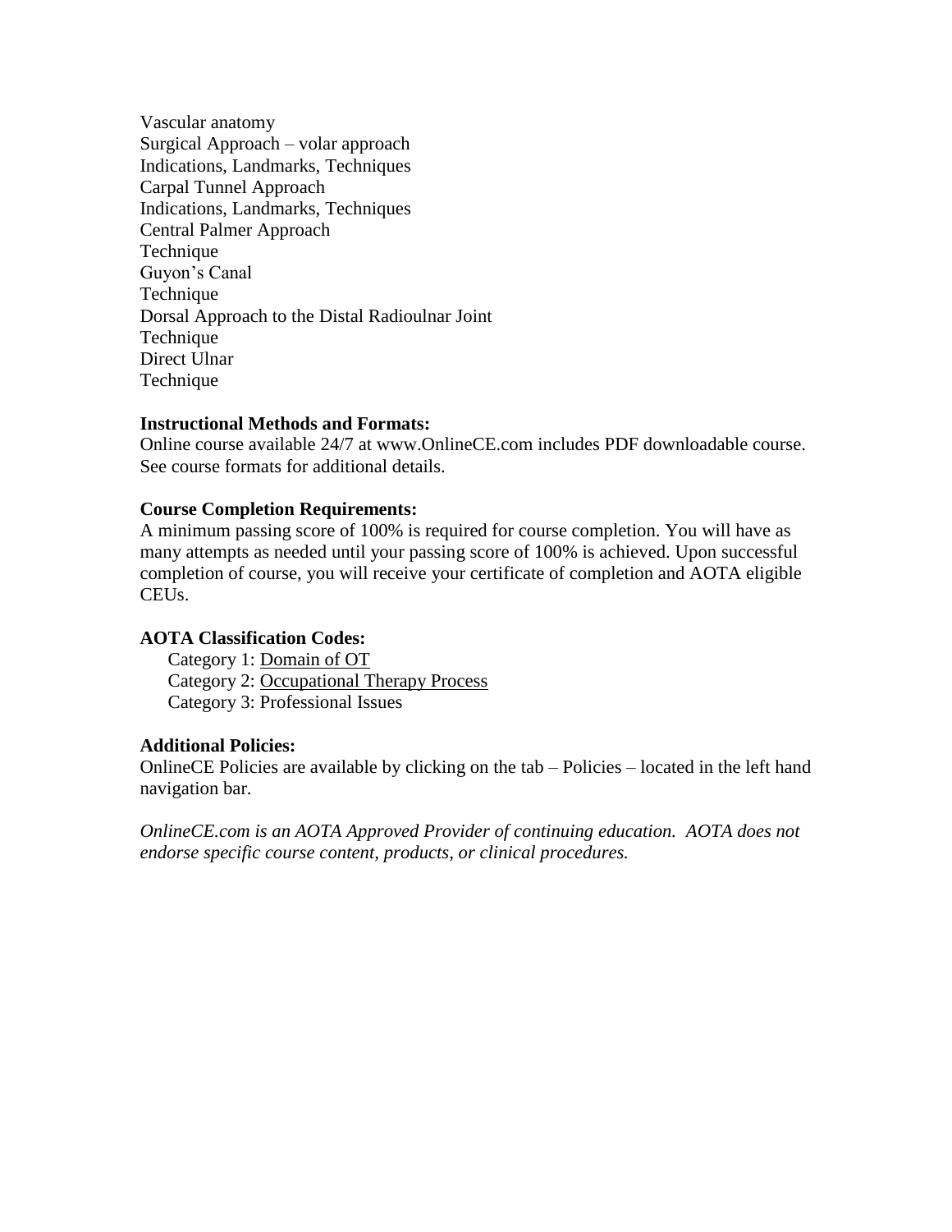Vascular anatomy
Surgical Approach – volar approach
Indications, Landmarks, Techniques
Carpal Tunnel Approach
Indications, Landmarks, Techniques
Central Palmer Approach
Technique
Guyon's Canal
Technique
Dorsal Approach to the Distal Radioulnar Joint
Technique
Direct Ulnar
Technique

**Instructional Methods and Formats:**
Online course available 24/7 at www.OnlineCE.com includes PDF downloadable course. See course formats for additional details.

**Course Completion Requirements:**
A minimum passing score of 100% is required for course completion. You will have as many attempts as needed until your passing score of 100% is achieved. Upon successful completion of course, you will receive your certificate of completion and AOTA eligible CEUs.

**AOTA Classification Codes:**

Category 1: Domain of OT
Category 2: Occupational Therapy Process
Category 3: Professional Issues

**Additional Policies:**
OnlineCE Policies are available by clicking on the tab – Policies – located in the left hand navigation bar.

*OnlineCE.com is an AOTA Approved Provider of continuing education. AOTA does not endorse specific course content, products, or clinical procedures.*